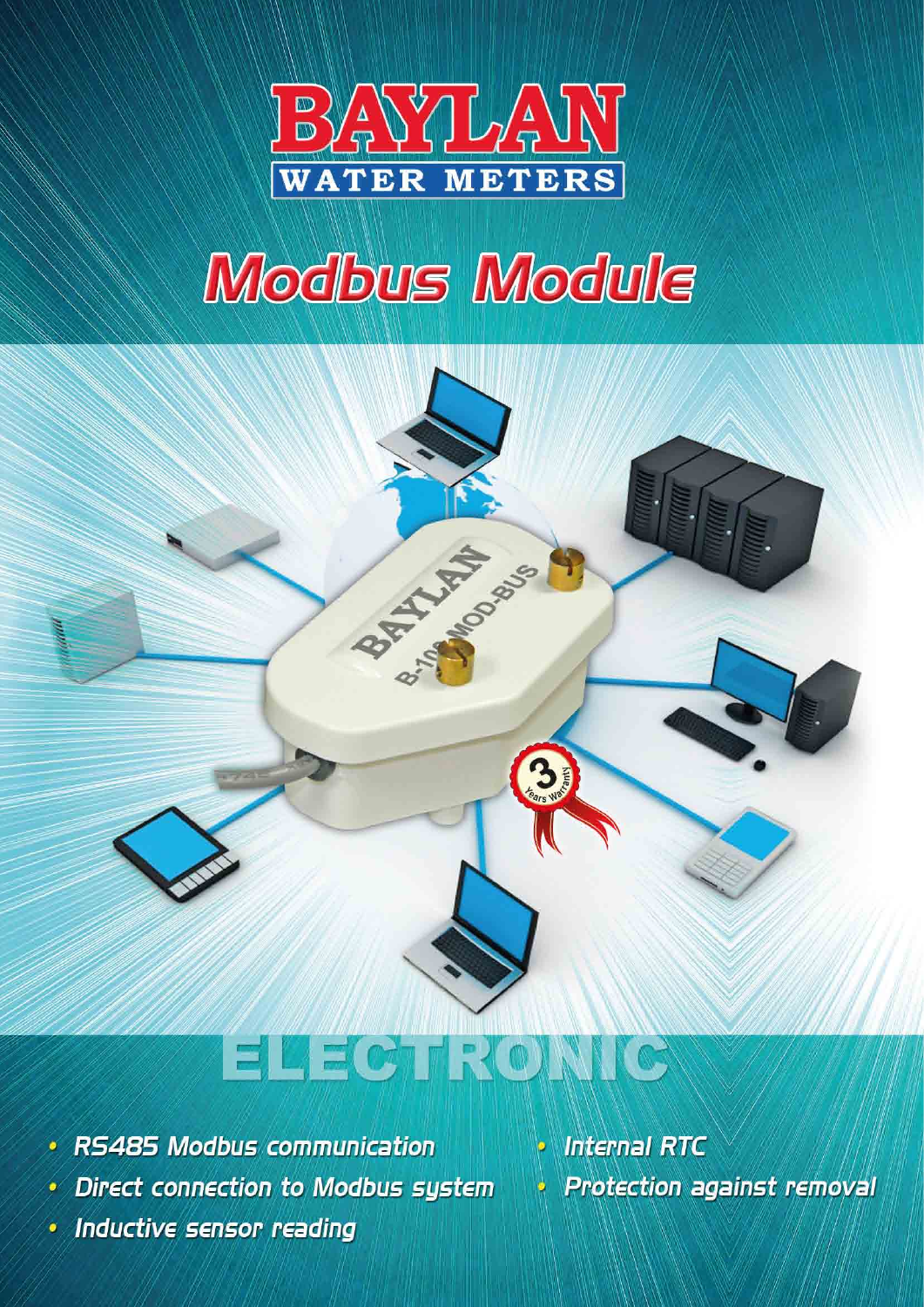# BAYLAN

WATER METERS

# Modbus Module

## ELECTRONIC

- RS485 Modbus communication
- Direct connection to Modbus system
- Inductive sensor reading
- Internal RTC
- Protection against removal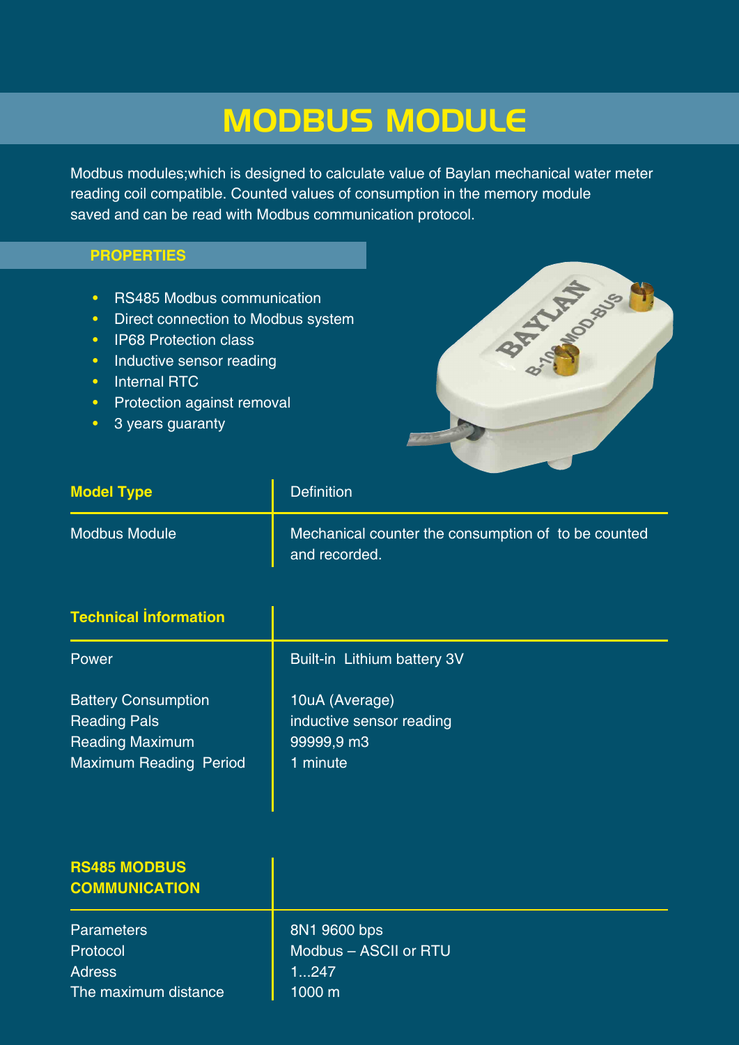# MODBUS MODULE

Modbus modules;which is designed to calculate value of Baylan mechanical water meter reading coil compatible. Counted values of consumption in the memory module saved and can be read with Modbus communication protocol.

## PROPERTIES

- RS485 Modbus communication
- Direct connection to Modbus system
- IP68 Protection class
- Inductive sensor reading
- Internal RTC
- Protection against removal
- 3 years guaranty

| Model Type | Definition |
|---|---|
| Modbus Module | Mechanical counter the consumption of to be counted and recorded. |

| Technical İnformation | |
|---|---|
| Power | Built-in Lithium battery 3V |
| Battery Consumption | 10uA (Average) |
| Reading Pals | inductive sensor reading |
| Reading Maximum | 99999,9 m3 |
| Maximum Reading Period | 1 minute |

| RS485 MODBUS COMMUNICATION | |
|---|---|
| Parameters | 8N1 9600 bps |
| Protocol | Modbus – ASCII or RTU |
| Adress | 1...247 |
| The maximum distance | 1000 m |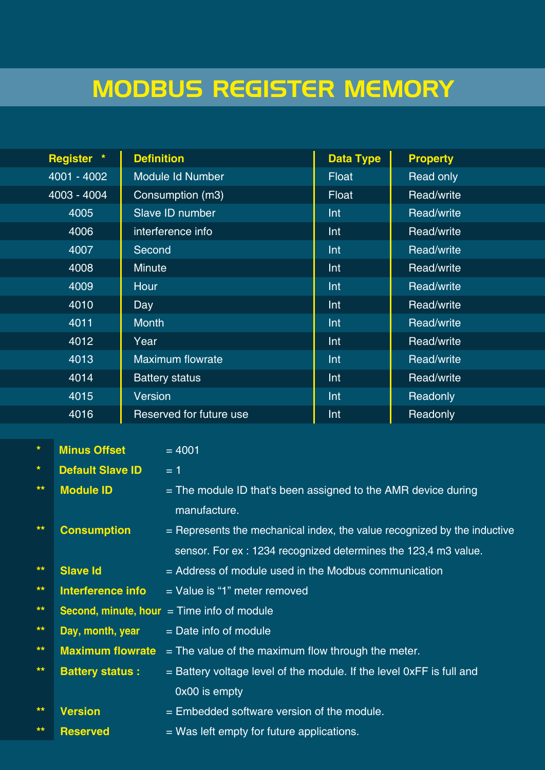# MODBUS REGISTER MEMORY

| Register * | Definition | Data Type | Property |
|---|---|---|---|
| 4001 - 4002 | Module Id Number | Float | Read only |
| 4003 - 4004 | Consumption (m3) | Float | Read/write |
| 4005 | Slave ID number | Int | Read/write |
| 4006 | interference info | Int | Read/write |
| 4007 | Second | Int | Read/write |
| 4008 | Minute | Int | Read/write |
| 4009 | Hour | Int | Read/write |
| 4010 | Day | Int | Read/write |
| 4011 | Month | Int | Read/write |
| 4012 | Year | Int | Read/write |
| 4013 | Maximum flowrate | Int | Read/write |
| 4014 | Battery status | Int | Read/write |
| 4015 | Version | Int | Readonly |
| 4016 | Reserved for future use | Int | Readonly |

| | | |
|---|---|---|
| * | **Minus Offset** | = 4001 |
| * | **Default Slave ID** | = 1 |
| ** | **Module ID** | = The module ID that's been assigned to the AMR device during manufacture. |
| ** | **Consumption** | = Represents the mechanical index, the value recognized by the inductive sensor. For ex : 1234 recognized determines the 123,4 m3 value. |
| ** | **Slave Id** | = Address of module used in the Modbus communication |
| ** | **Interference info** | = Value is “1” meter removed |
| ** | **Second, minute, hour** | = Time info of module |
| ** | **Day, month, year** | = Date info of module |
| ** | **Maximum flowrate** | = The value of the maximum flow through the meter. |
| ** | **Battery status :** | = Battery voltage level of the module. If the level 0xFF is full and 0x00 is empty |
| ** | **Version** | = Embedded software version of the module. |
| ** | **Reserved** | = Was left empty for future applications. |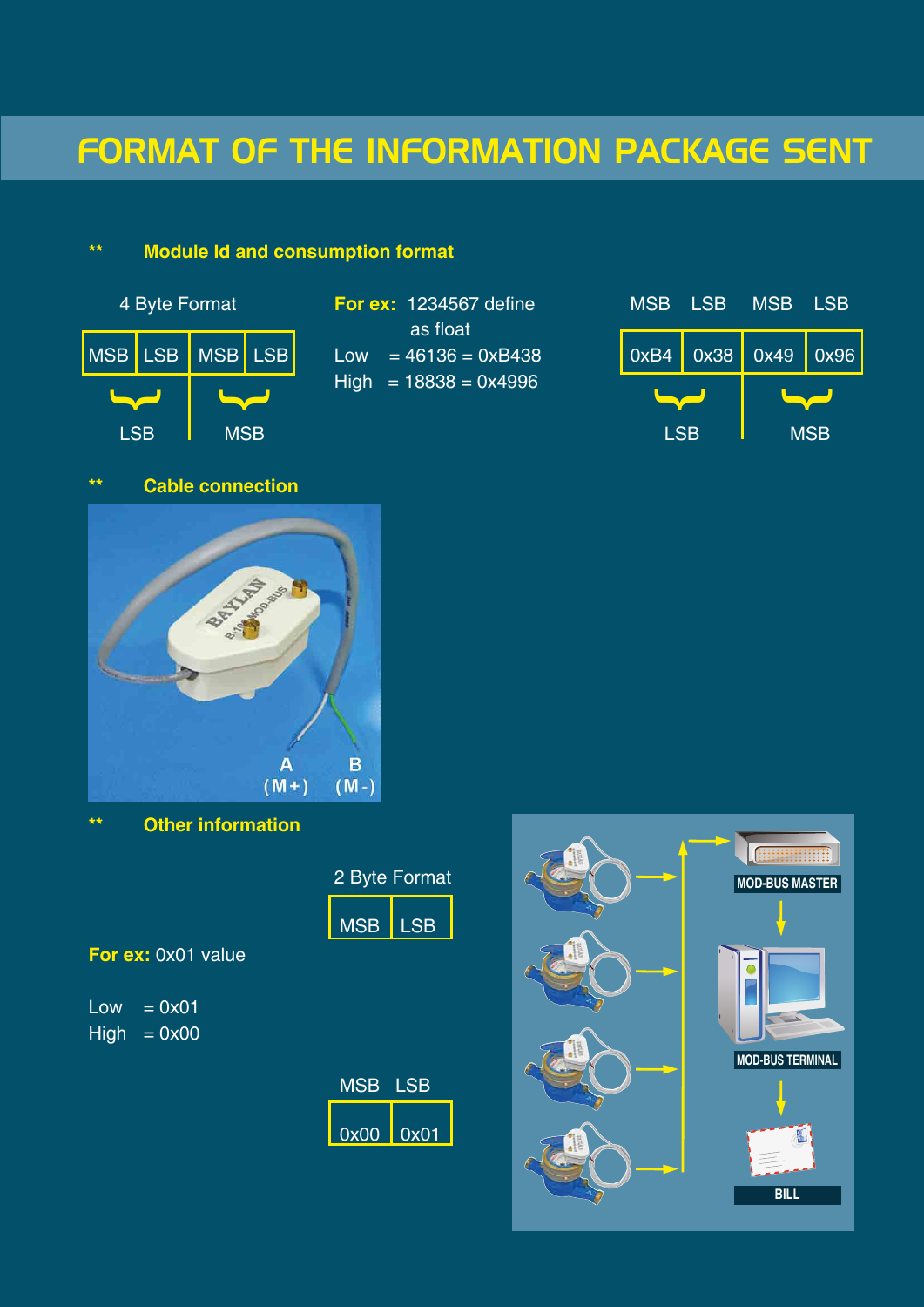# FORMAT OF THE INFORMATION PACKAGE SENT

## ** Module Id and consumption format

4 Byte Format

| MSB | LSB | MSB | LSB |
|---|---|---|---|
| LSB | | MSB | |

**For ex:** 1234567 define as float

Low = 46136 = 0xB438

High = 18838 = 0x4996

| MSB | LSB | MSB | LSB |
|---|---|---|---|
| 0xB4 | 0x38 | 0x49 | 0x96 |
| LSB | | MSB | |

## ** Cable connection

A (M+)

B (M-)

## ** Other information

2 Byte Format

| MSB | LSB |
|---|---|

**For ex:** 0x01 value

Low = 0x01

High = 0x00

| MSB | LSB |
|---|---|
| 0x00 | 0x01 |

MOD-BUS MASTER

MOD-BUS TERMINAL

BILL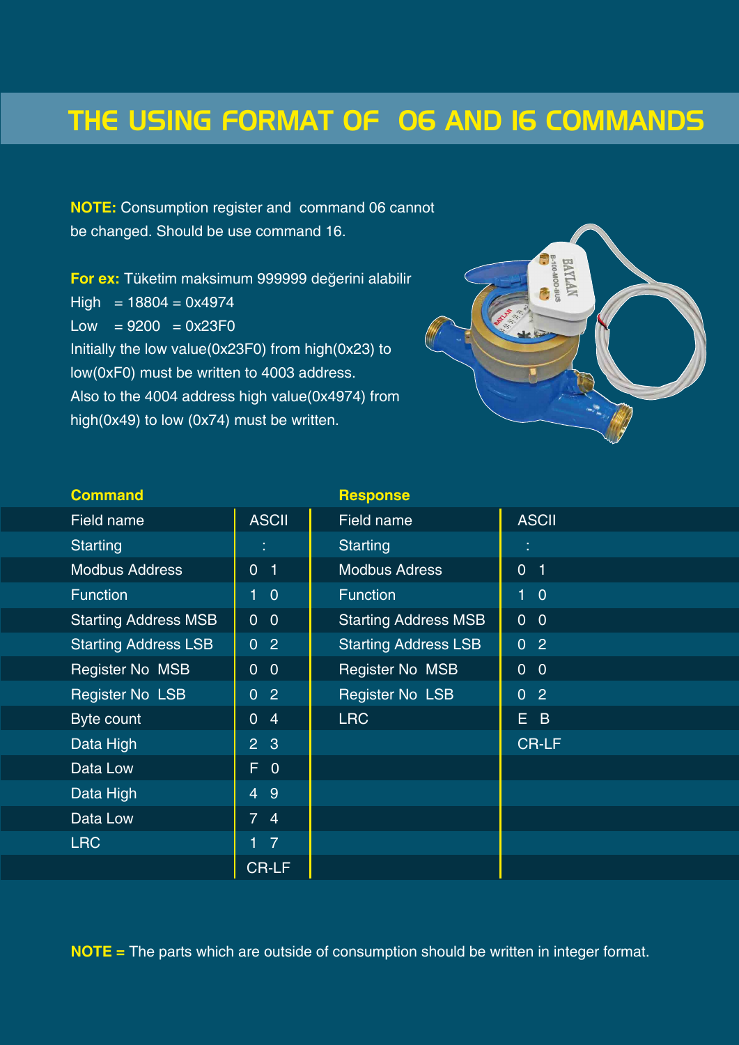# THE USING FORMAT OF 06 AND 16 COMMANDS

**NOTE:** Consumption register and command 06 cannot be changed. Should be use command 16.

**For ex:** Tüketim maksimum 999999 değerini alabilir
High = 18804 = 0x4974
Low = 9200 = 0x23F0
Initially the low value(0x23F0) from high(0x23) to low(0xF0) must be written to 4003 address.
Also to the 4004 address high value(0x4974) from high(0x49) to low (0x74) must be written.

| **Command** | | **Response** | |
|---|---|---|---|
| Field name | ASCII | Field name | ASCII |
| Starting | : | Starting | : |
| Modbus Address | 0 1 | Modbus Adress | 0 1 |
| Function | 1 0 | Function | 1 0 |
| Starting Address MSB | 0 0 | Starting Address MSB | 0 0 |
| Starting Address LSB | 0 2 | Starting Address LSB | 0 2 |
| Register No MSB | 0 0 | Register No MSB | 0 0 |
| Register No LSB | 0 2 | Register No LSB | 0 2 |
| Byte count | 0 4 | LRC | E B |
| Data High | 2 3 | | CR-LF |
| Data Low | F 0 | | |
| Data High | 4 9 | | |
| Data Low | 7 4 | | |
| LRC | 1 7 | | |
| | CR-LF | | |

**NOTE =** The parts which are outside of consumption should be written in integer format.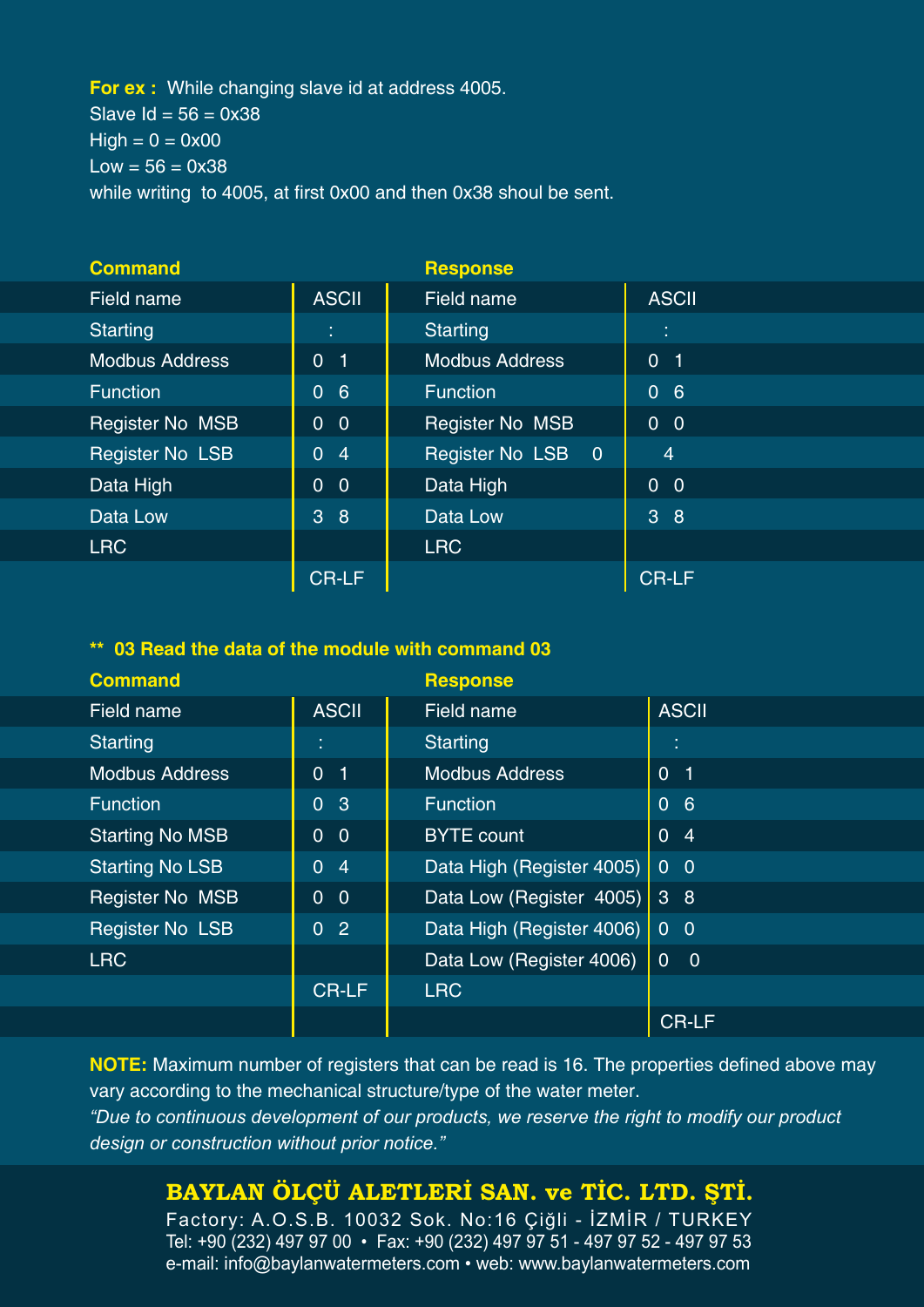**For ex :** While changing slave id at address 4005.
Slave Id = 56 = 0x38
High = 0 = 0x00
Low = 56 = 0x38
while writing to 4005, at first 0x00 and then 0x38 shoul be sent.

| **Command** | | **Response** | |
|---|---|---|---|
| Field name | ASCII | Field name | ASCII |
| Starting | : | Starting | : |
| Modbus Address | 0 1 | Modbus Address | 0 1 |
| Function | 0 6 | Function | 0 6 |
| Register No MSB | 0 0 | Register No MSB | 0 0 |
| Register No LSB | 0 4 | Register No LSB 0 | 4 |
| Data High | 0 0 | Data High | 0 0 |
| Data Low | 3 8 | Data Low | 3 8 |
| LRC | | LRC | |
| | CR-LF | | CR-LF |

**\*\* 03 Read the data of the module with command 03**

| **Command** | | **Response** | |
|---|---|---|---|
| Field name | ASCII | Field name | ASCII |
| Starting | : | Starting | : |
| Modbus Address | 0 1 | Modbus Address | 0 1 |
| Function | 0 3 | Function | 0 6 |
| Starting No MSB | 0 0 | BYTE count | 0 4 |
| Starting No LSB | 0 4 | Data High (Register 4005) | 0 0 |
| Register No MSB | 0 0 | Data Low (Register 4005) | 3 8 |
| Register No LSB | 0 2 | Data High (Register 4006) | 0 0 |
| LRC | | Data Low (Register 4006) | 0 0 |
| | CR-LF | LRC | |
| | | | CR-LF |

**NOTE:** Maximum number of registers that can be read is 16. The properties defined above may vary according to the mechanical structure/type of the water meter.
*"Due to continuous development of our products, we reserve the right to modify our product design or construction without prior notice."*

**BAYLAN ÖLÇÜ ALETLERİ SAN. ve TİC. LTD. ŞTİ.**
Factory: A.O.S.B. 10032 Sok. No:16 Çiğli - İZMİR / TURKEY
Tel: +90 (232) 497 97 00 • Fax: +90 (232) 497 97 51 - 497 97 52 - 497 97 53
e-mail: info@baylanwatermeters.com • web: www.baylanwatermeters.com